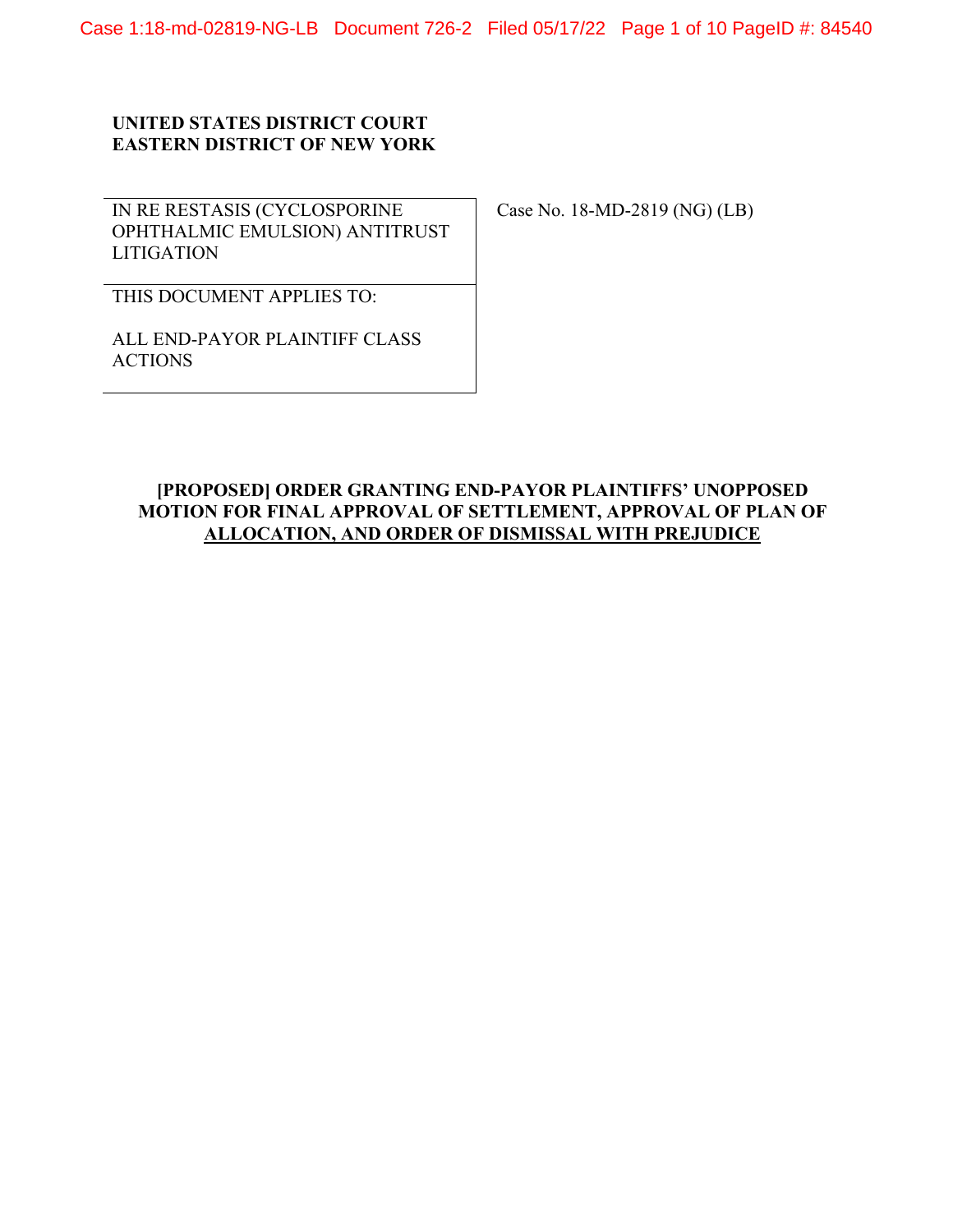**UNITED STATES DISTRICT COURT**
**EASTERN DISTRICT OF NEW YORK**

| IN RE RESTASIS (CYCLOSPORINE OPHTHALMIC EMULSION) ANTITRUST LITIGATION | Case No. 18-MD-2819 (NG) (LB) |
| --- | --- |
| THIS DOCUMENT APPLIES TO: ALL END-PAYOR PLAINTIFF CLASS ACTIONS | |

**[PROPOSED] ORDER GRANTING END-PAYOR PLAINTIFFS' UNOPPOSED MOTION FOR FINAL APPROVAL OF SETTLEMENT, APPROVAL OF PLAN OF ALLOCATION, AND ORDER OF DISMISSAL WITH PREJUDICE**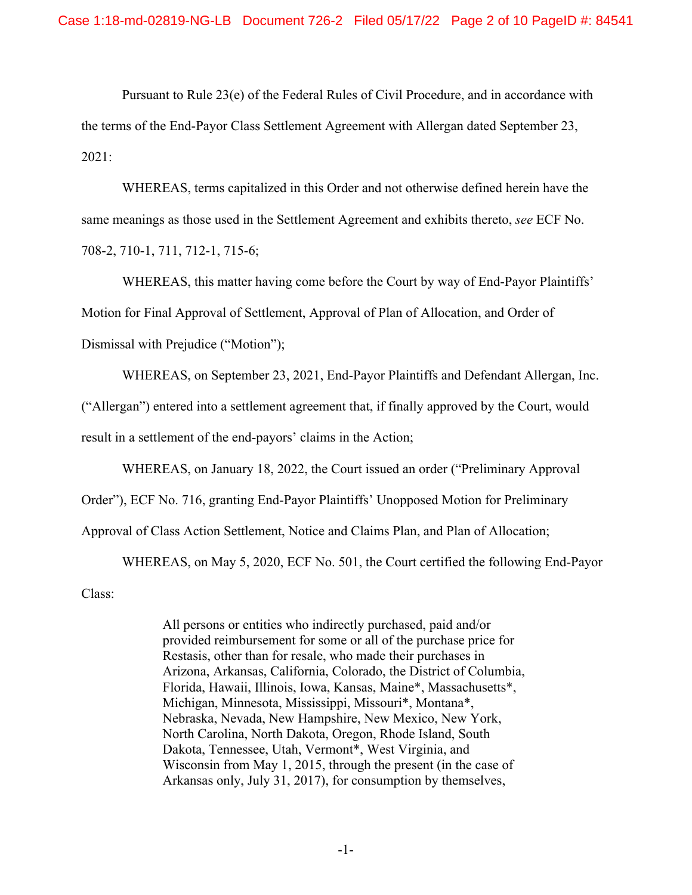Pursuant to Rule 23(e) of the Federal Rules of Civil Procedure, and in accordance with the terms of the End-Payor Class Settlement Agreement with Allergan dated September 23, 2021:

WHEREAS, terms capitalized in this Order and not otherwise defined herein have the same meanings as those used in the Settlement Agreement and exhibits thereto, *see* ECF No. 708-2, 710-1, 711, 712-1, 715-6;

WHEREAS, this matter having come before the Court by way of End-Payor Plaintiffs' Motion for Final Approval of Settlement, Approval of Plan of Allocation, and Order of Dismissal with Prejudice ("Motion");

WHEREAS, on September 23, 2021, End-Payor Plaintiffs and Defendant Allergan, Inc. ("Allergan") entered into a settlement agreement that, if finally approved by the Court, would result in a settlement of the end-payors' claims in the Action;

WHEREAS, on January 18, 2022, the Court issued an order ("Preliminary Approval Order"), ECF No. 716, granting End-Payor Plaintiffs' Unopposed Motion for Preliminary Approval of Class Action Settlement, Notice and Claims Plan, and Plan of Allocation;

WHEREAS, on May 5, 2020, ECF No. 501, the Court certified the following End-Payor Class:

> All persons or entities who indirectly purchased, paid and/or provided reimbursement for some or all of the purchase price for Restasis, other than for resale, who made their purchases in Arizona, Arkansas, California, Colorado, the District of Columbia, Florida, Hawaii, Illinois, Iowa, Kansas, Maine*, Massachusetts*, Michigan, Minnesota, Mississippi, Missouri*, Montana*, Nebraska, Nevada, New Hampshire, New Mexico, New York, North Carolina, North Dakota, Oregon, Rhode Island, South Dakota, Tennessee, Utah, Vermont*, West Virginia, and Wisconsin from May 1, 2015, through the present (in the case of Arkansas only, July 31, 2017), for consumption by themselves,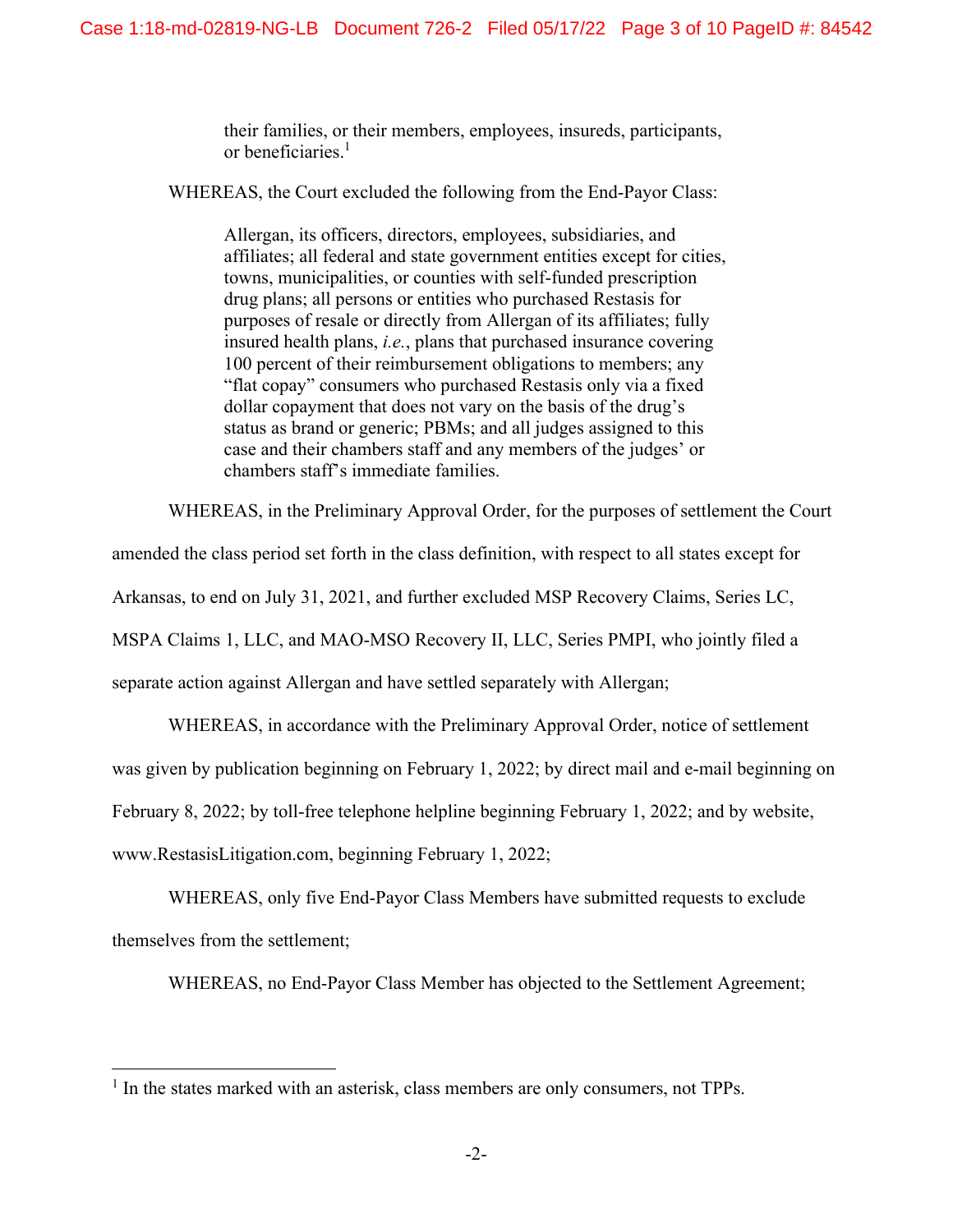> their families, or their members, employees, insureds, participants, or beneficiaries.[1]

WHEREAS, the Court excluded the following from the End-Payor Class:

> Allergan, its officers, directors, employees, subsidiaries, and affiliates; all federal and state government entities except for cities, towns, municipalities, or counties with self-funded prescription drug plans; all persons or entities who purchased Restasis for purposes of resale or directly from Allergan of its affiliates; fully insured health plans, *i.e.*, plans that purchased insurance covering 100 percent of their reimbursement obligations to members; any "flat copay" consumers who purchased Restasis only via a fixed dollar copayment that does not vary on the basis of the drug's status as brand or generic; PBMs; and all judges assigned to this case and their chambers staff and any members of the judges' or chambers staff's immediate families.

WHEREAS, in the Preliminary Approval Order, for the purposes of settlement the Court amended the class period set forth in the class definition, with respect to all states except for Arkansas, to end on July 31, 2021, and further excluded MSP Recovery Claims, Series LC, MSPA Claims 1, LLC, and MAO-MSO Recovery II, LLC, Series PMPI, who jointly filed a separate action against Allergan and have settled separately with Allergan;

WHEREAS, in accordance with the Preliminary Approval Order, notice of settlement was given by publication beginning on February 1, 2022; by direct mail and e-mail beginning on February 8, 2022; by toll-free telephone helpline beginning February 1, 2022; and by website, www.RestasisLitigation.com, beginning February 1, 2022;

WHEREAS, only five End-Payor Class Members have submitted requests to exclude themselves from the settlement;

WHEREAS, no End-Payor Class Member has objected to the Settlement Agreement;

---

[1] In the states marked with an asterisk, class members are only consumers, not TPPs.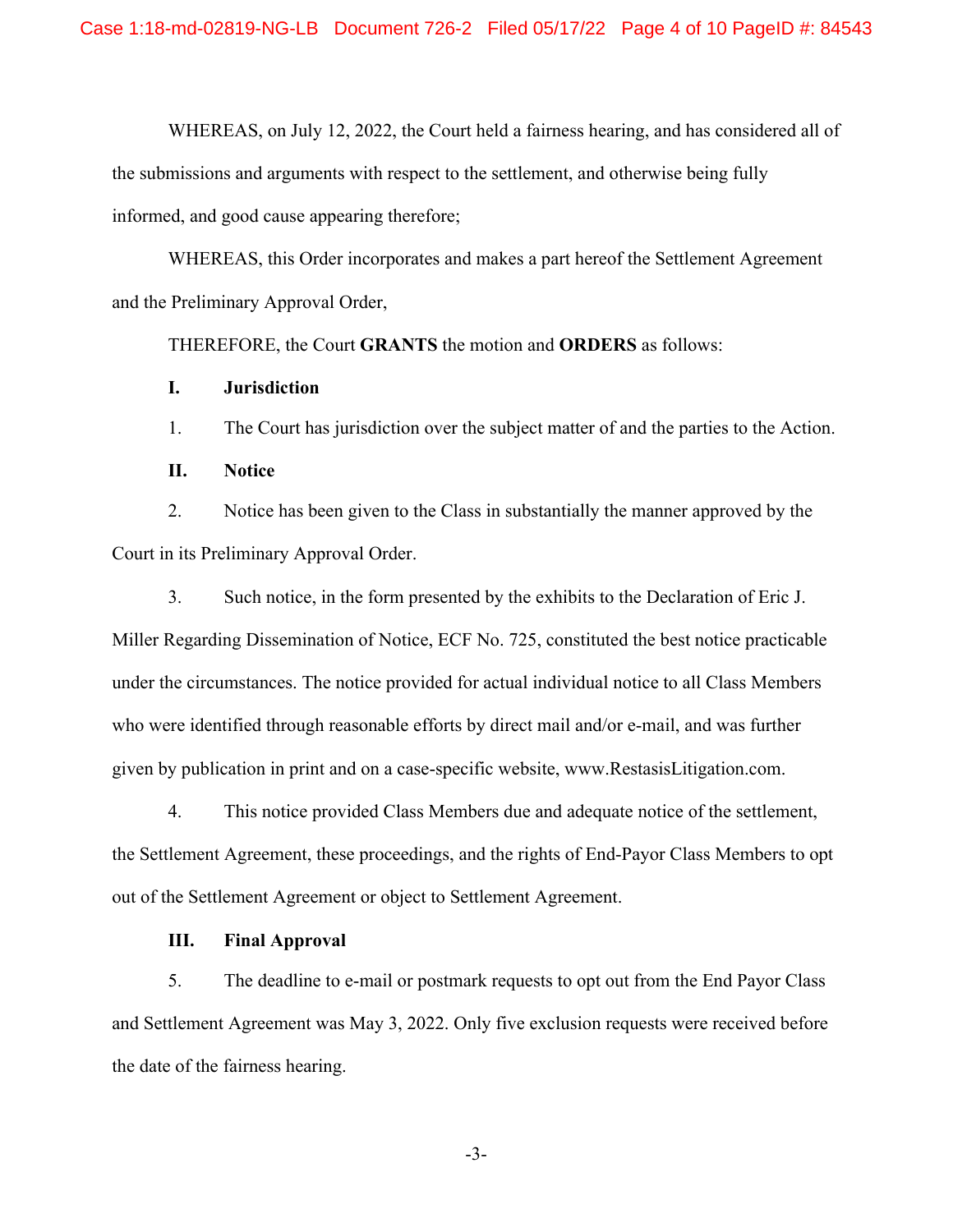WHEREAS, on July 12, 2022, the Court held a fairness hearing, and has considered all of the submissions and arguments with respect to the settlement, and otherwise being fully informed, and good cause appearing therefore;

WHEREAS, this Order incorporates and makes a part hereof the Settlement Agreement and the Preliminary Approval Order,

THEREFORE, the Court **GRANTS** the motion and **ORDERS** as follows:

**I. Jurisdiction**

1. The Court has jurisdiction over the subject matter of and the parties to the Action.

**II. Notice**

2. Notice has been given to the Class in substantially the manner approved by the Court in its Preliminary Approval Order.

3. Such notice, in the form presented by the exhibits to the Declaration of Eric J. Miller Regarding Dissemination of Notice, ECF No. 725, constituted the best notice practicable under the circumstances. The notice provided for actual individual notice to all Class Members who were identified through reasonable efforts by direct mail and/or e-mail, and was further given by publication in print and on a case-specific website, www.RestasisLitigation.com.

4. This notice provided Class Members due and adequate notice of the settlement, the Settlement Agreement, these proceedings, and the rights of End-Payor Class Members to opt out of the Settlement Agreement or object to Settlement Agreement.

**III. Final Approval**

5. The deadline to e-mail or postmark requests to opt out from the End Payor Class and Settlement Agreement was May 3, 2022. Only five exclusion requests were received before the date of the fairness hearing.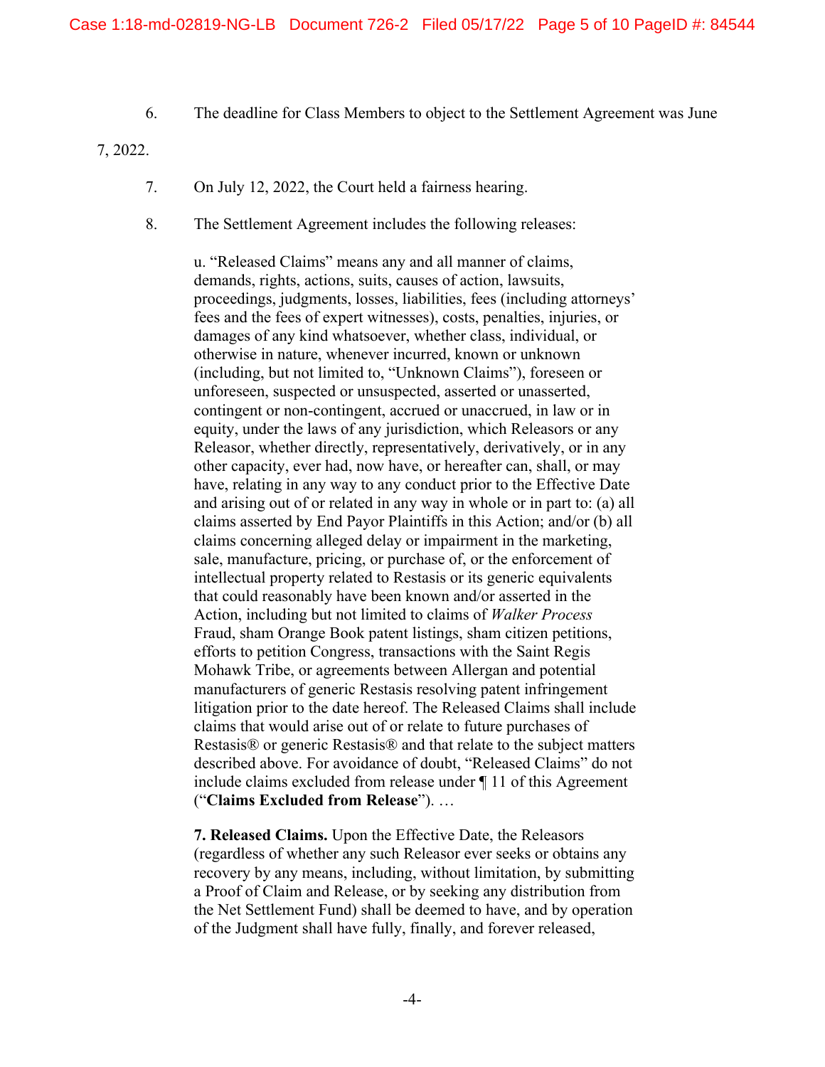6. The deadline for Class Members to object to the Settlement Agreement was June 7, 2022.

7. On July 12, 2022, the Court held a fairness hearing.

8. The Settlement Agreement includes the following releases:

> u. "Released Claims" means any and all manner of claims, demands, rights, actions, suits, causes of action, lawsuits, proceedings, judgments, losses, liabilities, fees (including attorneys' fees and the fees of expert witnesses), costs, penalties, injuries, or damages of any kind whatsoever, whether class, individual, or otherwise in nature, whenever incurred, known or unknown (including, but not limited to, "Unknown Claims"), foreseen or unforeseen, suspected or unsuspected, asserted or unasserted, contingent or non-contingent, accrued or unaccrued, in law or in equity, under the laws of any jurisdiction, which Releasors or any Releasor, whether directly, representatively, derivatively, or in any other capacity, ever had, now have, or hereafter can, shall, or may have, relating in any way to any conduct prior to the Effective Date and arising out of or related in any way in whole or in part to: (a) all claims asserted by End Payor Plaintiffs in this Action; and/or (b) all claims concerning alleged delay or impairment in the marketing, sale, manufacture, pricing, or purchase of, or the enforcement of intellectual property related to Restasis or its generic equivalents that could reasonably have been known and/or asserted in the Action, including but not limited to claims of *Walker Process* Fraud, sham Orange Book patent listings, sham citizen petitions, efforts to petition Congress, transactions with the Saint Regis Mohawk Tribe, or agreements between Allergan and potential manufacturers of generic Restasis resolving patent infringement litigation prior to the date hereof. The Released Claims shall include claims that would arise out of or relate to future purchases of Restasis® or generic Restasis® and that relate to the subject matters described above. For avoidance of doubt, "Released Claims" do not include claims excluded from release under ¶ 11 of this Agreement ("**Claims Excluded from Release**"). …
>
> **7. Released Claims.** Upon the Effective Date, the Releasors (regardless of whether any such Releasor ever seeks or obtains any recovery by any means, including, without limitation, by submitting a Proof of Claim and Release, or by seeking any distribution from the Net Settlement Fund) shall be deemed to have, and by operation of the Judgment shall have fully, finally, and forever released,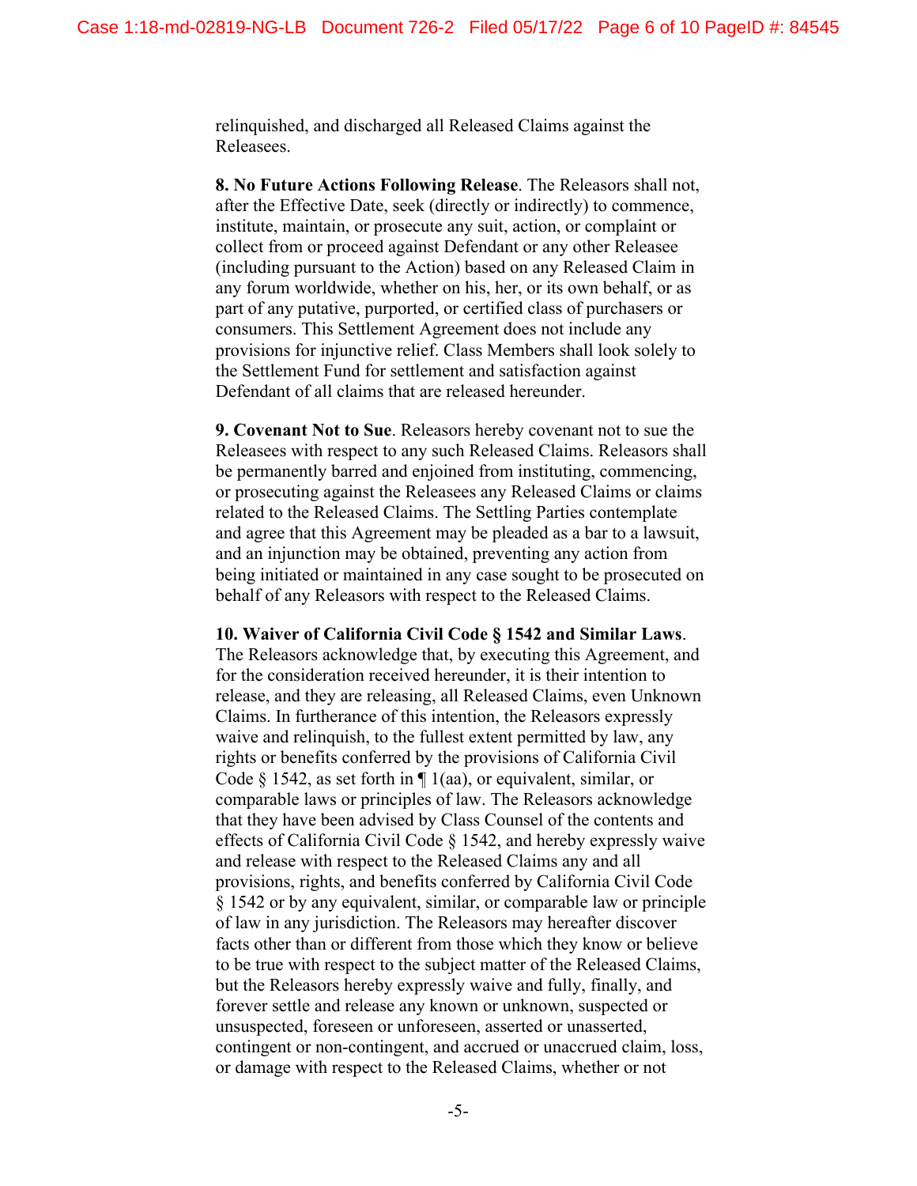relinquished, and discharged all Released Claims against the Releasees.

**8. No Future Actions Following Release**. The Releasors shall not, after the Effective Date, seek (directly or indirectly) to commence, institute, maintain, or prosecute any suit, action, or complaint or collect from or proceed against Defendant or any other Releasee (including pursuant to the Action) based on any Released Claim in any forum worldwide, whether on his, her, or its own behalf, or as part of any putative, purported, or certified class of purchasers or consumers. This Settlement Agreement does not include any provisions for injunctive relief. Class Members shall look solely to the Settlement Fund for settlement and satisfaction against Defendant of all claims that are released hereunder.

**9. Covenant Not to Sue**. Releasors hereby covenant not to sue the Releasees with respect to any such Released Claims. Releasors shall be permanently barred and enjoined from instituting, commencing, or prosecuting against the Releasees any Released Claims or claims related to the Released Claims. The Settling Parties contemplate and agree that this Agreement may be pleaded as a bar to a lawsuit, and an injunction may be obtained, preventing any action from being initiated or maintained in any case sought to be prosecuted on behalf of any Releasors with respect to the Released Claims.

**10. Waiver of California Civil Code § 1542 and Similar Laws**. The Releasors acknowledge that, by executing this Agreement, and for the consideration received hereunder, it is their intention to release, and they are releasing, all Released Claims, even Unknown Claims. In furtherance of this intention, the Releasors expressly waive and relinquish, to the fullest extent permitted by law, any rights or benefits conferred by the provisions of California Civil Code § 1542, as set forth in ¶ 1(aa), or equivalent, similar, or comparable laws or principles of law. The Releasors acknowledge that they have been advised by Class Counsel of the contents and effects of California Civil Code § 1542, and hereby expressly waive and release with respect to the Released Claims any and all provisions, rights, and benefits conferred by California Civil Code § 1542 or by any equivalent, similar, or comparable law or principle of law in any jurisdiction. The Releasors may hereafter discover facts other than or different from those which they know or believe to be true with respect to the subject matter of the Released Claims, but the Releasors hereby expressly waive and fully, finally, and forever settle and release any known or unknown, suspected or unsuspected, foreseen or unforeseen, asserted or unasserted, contingent or non-contingent, and accrued or unaccrued claim, loss, or damage with respect to the Released Claims, whether or not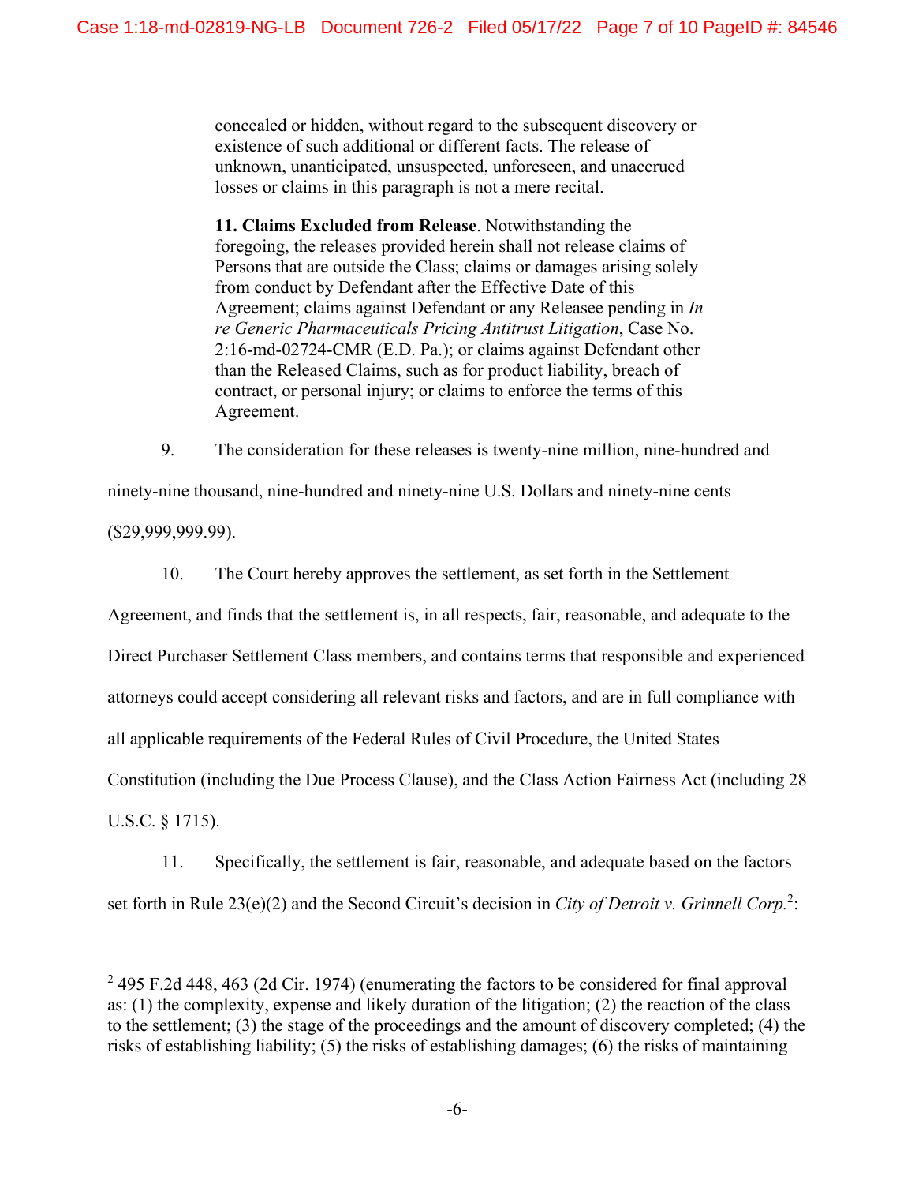concealed or hidden, without regard to the subsequent discovery or existence of such additional or different facts. The release of unknown, unanticipated, unsuspected, unforeseen, and unaccrued losses or claims in this paragraph is not a mere recital.

> **11. Claims Excluded from Release**. Notwithstanding the foregoing, the releases provided herein shall not release claims of Persons that are outside the Class; claims or damages arising solely from conduct by Defendant after the Effective Date of this Agreement; claims against Defendant or any Releasee pending in *In re Generic Pharmaceuticals Pricing Antitrust Litigation*, Case No. 2:16-md-02724-CMR (E.D. Pa.); or claims against Defendant other than the Released Claims, such as for product liability, breach of contract, or personal injury; or claims to enforce the terms of this Agreement.

9. The consideration for these releases is twenty-nine million, nine-hundred and ninety-nine thousand, nine-hundred and ninety-nine U.S. Dollars and ninety-nine cents ($29,999,999.99).

10. The Court hereby approves the settlement, as set forth in the Settlement Agreement, and finds that the settlement is, in all respects, fair, reasonable, and adequate to the Direct Purchaser Settlement Class members, and contains terms that responsible and experienced attorneys could accept considering all relevant risks and factors, and are in full compliance with all applicable requirements of the Federal Rules of Civil Procedure, the United States Constitution (including the Due Process Clause), and the Class Action Fairness Act (including 28 U.S.C. § 1715).

11. Specifically, the settlement is fair, reasonable, and adequate based on the factors set forth in Rule 23(e)(2) and the Second Circuit's decision in *City of Detroit v. Grinnell Corp.*[2]:

---

[2] 495 F.2d 448, 463 (2d Cir. 1974) (enumerating the factors to be considered for final approval as: (1) the complexity, expense and likely duration of the litigation; (2) the reaction of the class to the settlement; (3) the stage of the proceedings and the amount of discovery completed; (4) the risks of establishing liability; (5) the risks of establishing damages; (6) the risks of maintaining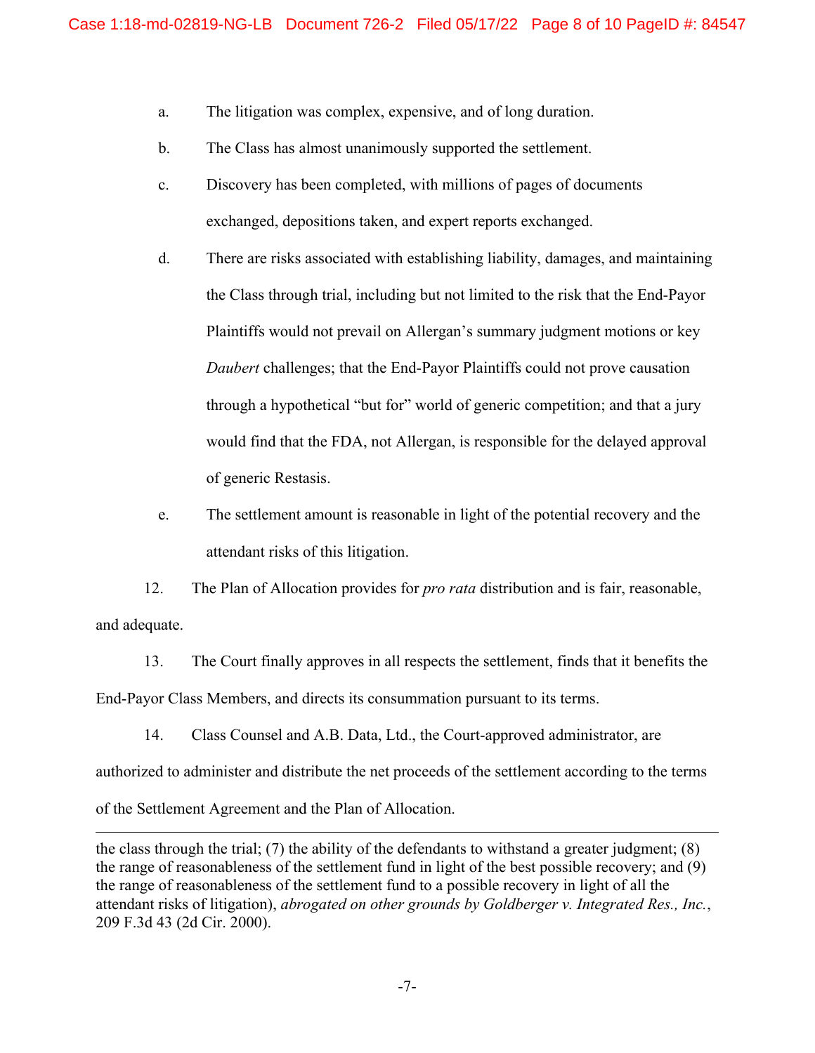a. The litigation was complex, expensive, and of long duration.

b. The Class has almost unanimously supported the settlement.

c. Discovery has been completed, with millions of pages of documents exchanged, depositions taken, and expert reports exchanged.

d. There are risks associated with establishing liability, damages, and maintaining the Class through trial, including but not limited to the risk that the End-Payor Plaintiffs would not prevail on Allergan's summary judgment motions or key *Daubert* challenges; that the End-Payor Plaintiffs could not prove causation through a hypothetical "but for" world of generic competition; and that a jury would find that the FDA, not Allergan, is responsible for the delayed approval of generic Restasis.

e. The settlement amount is reasonable in light of the potential recovery and the attendant risks of this litigation.

12. The Plan of Allocation provides for *pro rata* distribution and is fair, reasonable, and adequate.

13. The Court finally approves in all respects the settlement, finds that it benefits the End-Payor Class Members, and directs its consummation pursuant to its terms.

14. Class Counsel and A.B. Data, Ltd., the Court-approved administrator, are authorized to administer and distribute the net proceeds of the settlement according to the terms of the Settlement Agreement and the Plan of Allocation.

---

the class through the trial; (7) the ability of the defendants to withstand a greater judgment; (8) the range of reasonableness of the settlement fund in light of the best possible recovery; and (9) the range of reasonableness of the settlement fund to a possible recovery in light of all the attendant risks of litigation), *abrogated on other grounds by Goldberger v. Integrated Res., Inc.*, 209 F.3d 43 (2d Cir. 2000).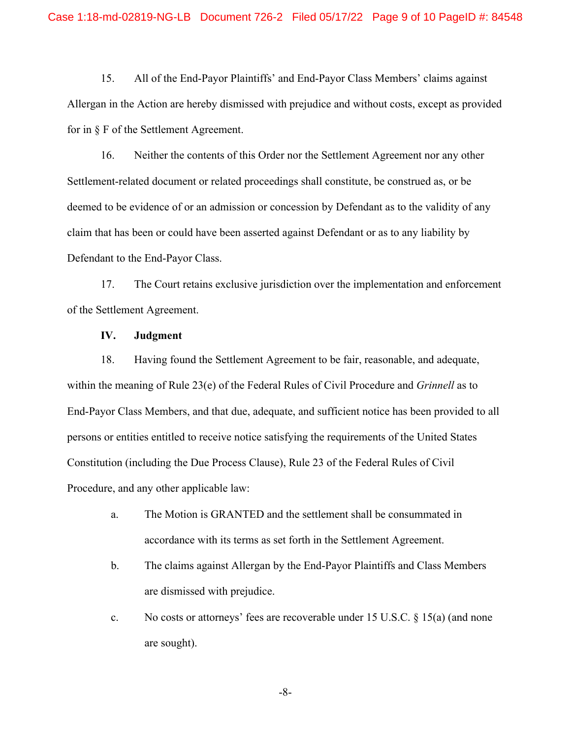15. All of the End-Payor Plaintiffs' and End-Payor Class Members' claims against Allergan in the Action are hereby dismissed with prejudice and without costs, except as provided for in § F of the Settlement Agreement.

16. Neither the contents of this Order nor the Settlement Agreement nor any other Settlement-related document or related proceedings shall constitute, be construed as, or be deemed to be evidence of or an admission or concession by Defendant as to the validity of any claim that has been or could have been asserted against Defendant or as to any liability by Defendant to the End-Payor Class.

17. The Court retains exclusive jurisdiction over the implementation and enforcement of the Settlement Agreement.

## IV. Judgment

18. Having found the Settlement Agreement to be fair, reasonable, and adequate, within the meaning of Rule 23(e) of the Federal Rules of Civil Procedure and *Grinnell* as to End-Payor Class Members, and that due, adequate, and sufficient notice has been provided to all persons or entities entitled to receive notice satisfying the requirements of the United States Constitution (including the Due Process Clause), Rule 23 of the Federal Rules of Civil Procedure, and any other applicable law:

a. The Motion is GRANTED and the settlement shall be consummated in accordance with its terms as set forth in the Settlement Agreement.

b. The claims against Allergan by the End-Payor Plaintiffs and Class Members are dismissed with prejudice.

c. No costs or attorneys' fees are recoverable under 15 U.S.C. § 15(a) (and none are sought).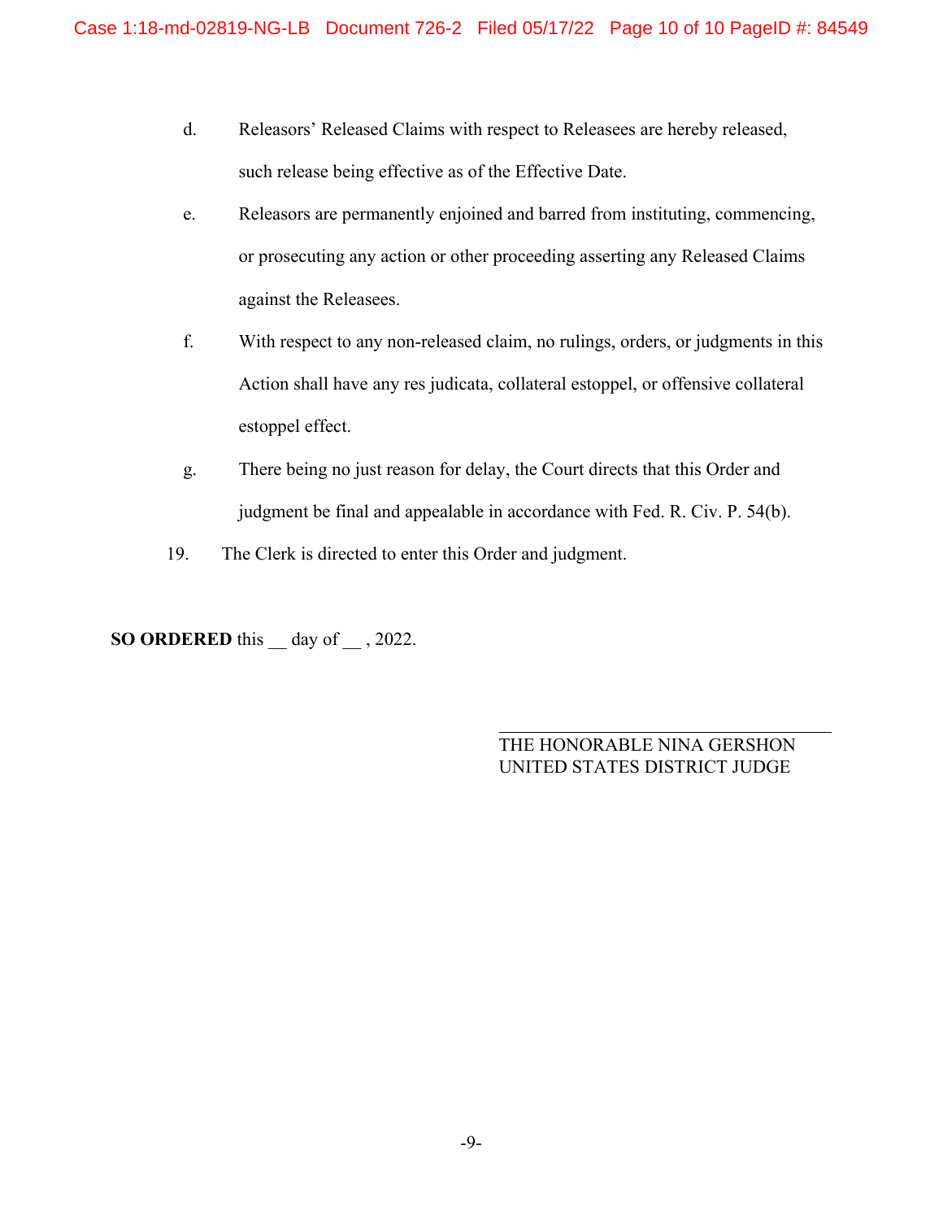d. Releasors' Released Claims with respect to Releasees are hereby released, such release being effective as of the Effective Date.

e. Releasors are permanently enjoined and barred from instituting, commencing, or prosecuting any action or other proceeding asserting any Released Claims against the Releasees.

f. With respect to any non-released claim, no rulings, orders, or judgments in this Action shall have any res judicata, collateral estoppel, or offensive collateral estoppel effect.

g. There being no just reason for delay, the Court directs that this Order and judgment be final and appealable in accordance with Fed. R. Civ. P. 54(b).

19. The Clerk is directed to enter this Order and judgment.

**SO ORDERED** this __ day of __ , 2022.

\_\_\_\_\_\_\_\_\_\_\_\_\_\_\_\_\_\_\_\_\_\_\_\_\_\_\_\_\_\_\_\_\_\_

THE HONORABLE NINA GERSHON
UNITED STATES DISTRICT JUDGE